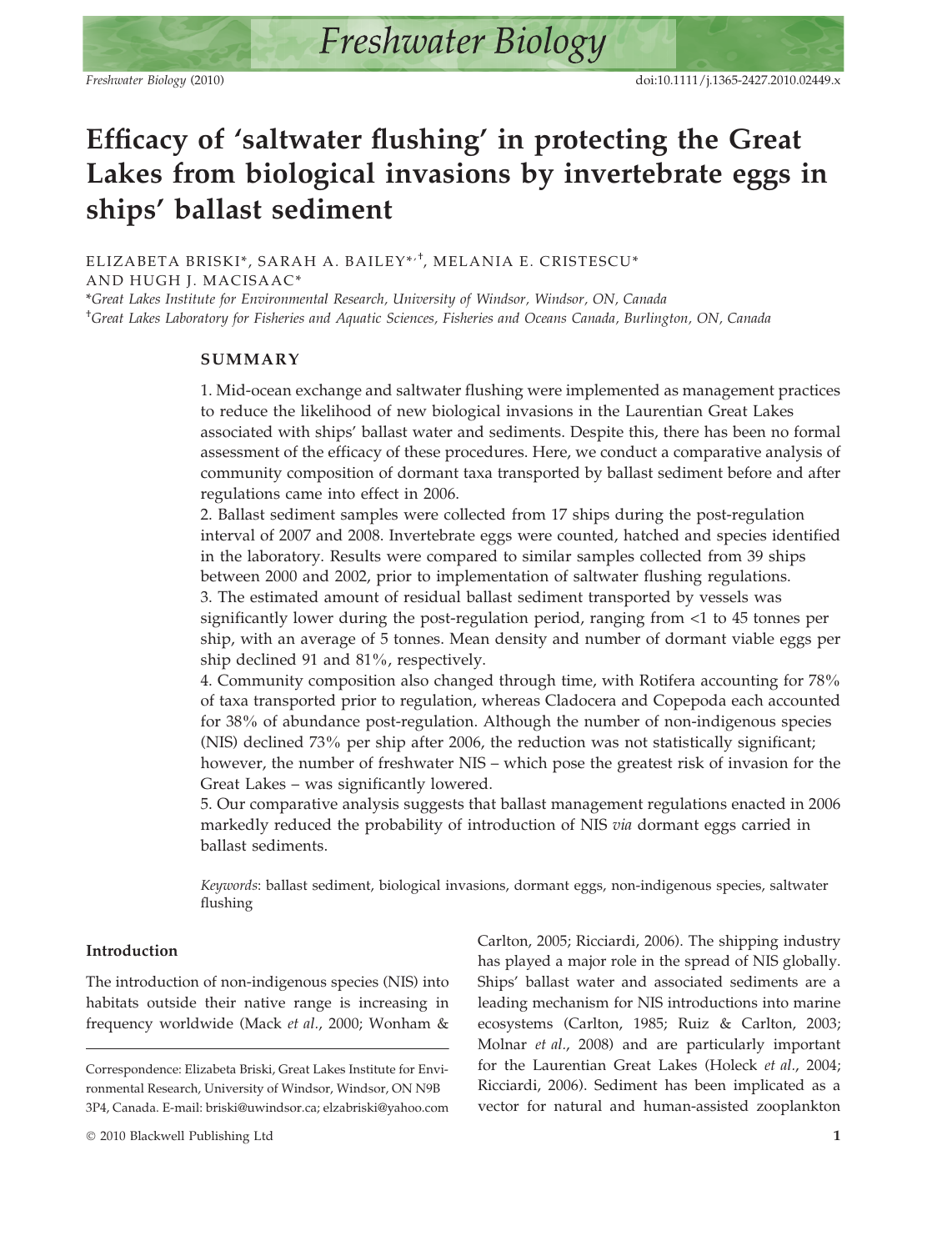# Efficacy of 'saltwater flushing' in protecting the Great Lakes from biological invasions by invertebrate eggs in ships' ballast sediment

ELIZABETA BRISKI*, SARAH A. BAILEY*,[†], MELANIA E. CRISTESCU* AND HUGH J. MACISAAC*

*Great Lakes Institute for Environmental Research, University of Windsor, Windsor, ON, Canada

[†]Great Lakes Laboratory for Fisheries and Aquatic Sciences, Fisheries and Oceans Canada, Burlington, ON, Canada

## SUMMARY

1. Mid-ocean exchange and saltwater flushing were implemented as management practices to reduce the likelihood of new biological invasions in the Laurentian Great Lakes associated with ships' ballast water and sediments. Despite this, there has been no formal assessment of the efficacy of these procedures. Here, we conduct a comparative analysis of community composition of dormant taxa transported by ballast sediment before and after regulations came into effect in 2006.
2. Ballast sediment samples were collected from 17 ships during the post-regulation interval of 2007 and 2008. Invertebrate eggs were counted, hatched and species identified in the laboratory. Results were compared to similar samples collected from 39 ships between 2000 and 2002, prior to implementation of saltwater flushing regulations.
3. The estimated amount of residual ballast sediment transported by vessels was significantly lower during the post-regulation period, ranging from <1 to 45 tonnes per ship, with an average of 5 tonnes. Mean density and number of dormant viable eggs per ship declined 91 and 81%, respectively.
4. Community composition also changed through time, with Rotifera accounting for 78% of taxa transported prior to regulation, whereas Cladocera and Copepoda each accounted for 38% of abundance post-regulation. Although the number of non-indigenous species (NIS) declined 73% per ship after 2006, the reduction was not statistically significant; however, the number of freshwater NIS – which pose the greatest risk of invasion for the Great Lakes – was significantly lowered.
5. Our comparative analysis suggests that ballast management regulations enacted in 2006 markedly reduced the probability of introduction of NIS *via* dormant eggs carried in ballast sediments.

*Keywords*: ballast sediment, biological invasions, dormant eggs, non-indigenous species, saltwater flushing

## Introduction

The introduction of non-indigenous species (NIS) into habitats outside their native range is increasing in frequency worldwide (Mack *et al.*, 2000; Wonham & Carlton, 2005; Ricciardi, 2006). The shipping industry has played a major role in the spread of NIS globally. Ships' ballast water and associated sediments are a leading mechanism for NIS introductions into marine ecosystems (Carlton, 1985; Ruiz & Carlton, 2003; Molnar *et al.*, 2008) and are particularly important for the Laurentian Great Lakes (Holeck *et al.*, 2004; Ricciardi, 2006). Sediment has been implicated as a vector for natural and human-assisted zooplankton

Correspondence: Elizabeta Briski, Great Lakes Institute for Environmental Research, University of Windsor, Windsor, ON N9B 3P4, Canada. E-mail: briski@uwindsor.ca; elzabriski@yahoo.com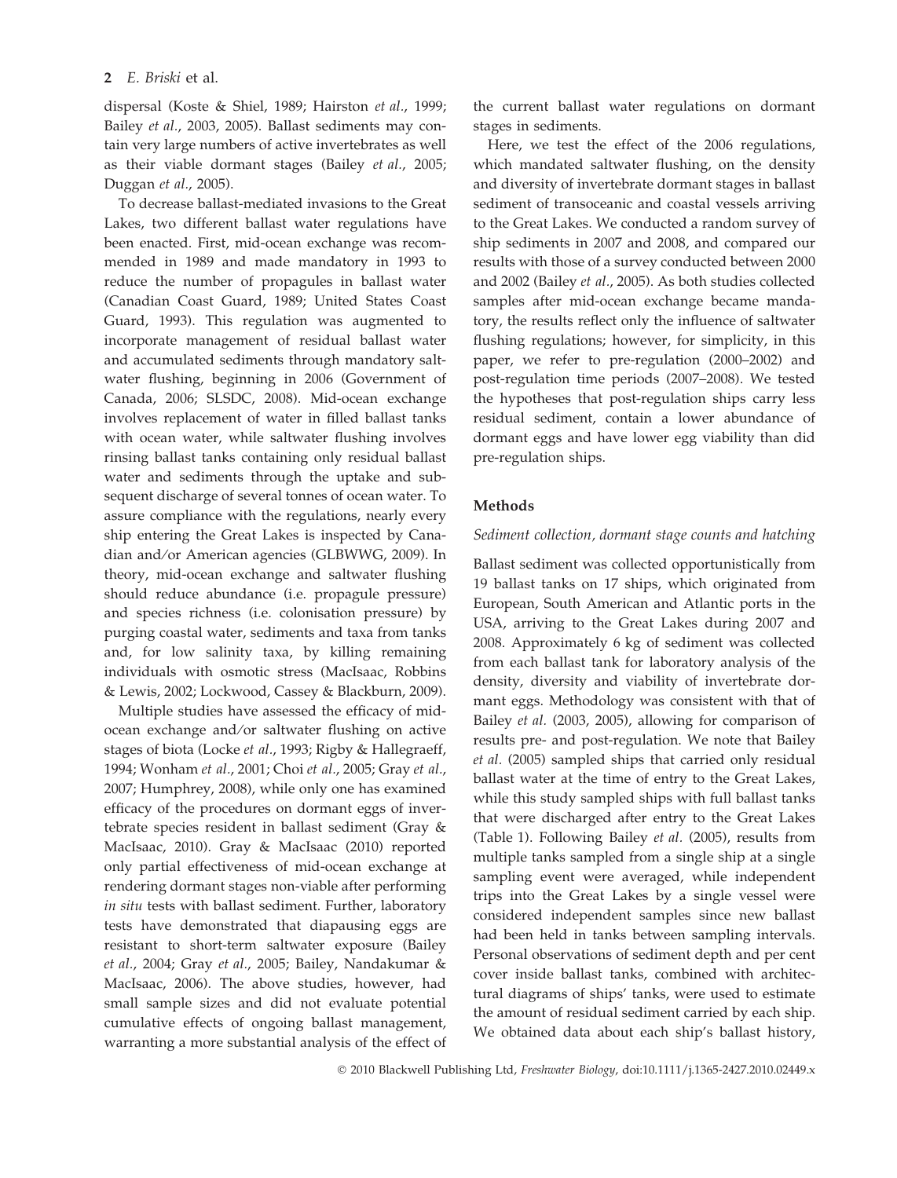dispersal (Koste & Shiel, 1989; Hairston *et al*., 1999; Bailey *et al*., 2003, 2005). Ballast sediments may contain very large numbers of active invertebrates as well as their viable dormant stages (Bailey *et al*., 2005; Duggan *et al*., 2005).

To decrease ballast-mediated invasions to the Great Lakes, two different ballast water regulations have been enacted. First, mid-ocean exchange was recommended in 1989 and made mandatory in 1993 to reduce the number of propagules in ballast water (Canadian Coast Guard, 1989; United States Coast Guard, 1993). This regulation was augmented to incorporate management of residual ballast water and accumulated sediments through mandatory saltwater flushing, beginning in 2006 (Government of Canada, 2006; SLSDC, 2008). Mid-ocean exchange involves replacement of water in filled ballast tanks with ocean water, while saltwater flushing involves rinsing ballast tanks containing only residual ballast water and sediments through the uptake and subsequent discharge of several tonnes of ocean water. To assure compliance with the regulations, nearly every ship entering the Great Lakes is inspected by Canadian and/or American agencies (GLBWWG, 2009). In theory, mid-ocean exchange and saltwater flushing should reduce abundance (i.e. propagule pressure) and species richness (i.e. colonisation pressure) by purging coastal water, sediments and taxa from tanks and, for low salinity taxa, by killing remaining individuals with osmotic stress (MacIsaac, Robbins & Lewis, 2002; Lockwood, Cassey & Blackburn, 2009).

Multiple studies have assessed the efficacy of mid-ocean exchange and/or saltwater flushing on active stages of biota (Locke *et al*., 1993; Rigby & Hallegraeff, 1994; Wonham *et al*., 2001; Choi *et al*., 2005; Gray *et al*., 2007; Humphrey, 2008), while only one has examined efficacy of the procedures on dormant eggs of invertebrate species resident in ballast sediment (Gray & MacIsaac, 2010). Gray & MacIsaac (2010) reported only partial effectiveness of mid-ocean exchange at rendering dormant stages non-viable after performing *in situ* tests with ballast sediment. Further, laboratory tests have demonstrated that diapausing eggs are resistant to short-term saltwater exposure (Bailey *et al*., 2004; Gray *et al*., 2005; Bailey, Nandakumar & MacIsaac, 2006). The above studies, however, had small sample sizes and did not evaluate potential cumulative effects of ongoing ballast management, warranting a more substantial analysis of the effect of the current ballast water regulations on dormant stages in sediments.

Here, we test the effect of the 2006 regulations, which mandated saltwater flushing, on the density and diversity of invertebrate dormant stages in ballast sediment of transoceanic and coastal vessels arriving to the Great Lakes. We conducted a random survey of ship sediments in 2007 and 2008, and compared our results with those of a survey conducted between 2000 and 2002 (Bailey *et al*., 2005). As both studies collected samples after mid-ocean exchange became mandatory, the results reflect only the influence of saltwater flushing regulations; however, for simplicity, in this paper, we refer to pre-regulation (2000–2002) and post-regulation time periods (2007–2008). We tested the hypotheses that post-regulation ships carry less residual sediment, contain a lower abundance of dormant eggs and have lower egg viability than did pre-regulation ships.

## Methods

### *Sediment collection, dormant stage counts and hatching*

Ballast sediment was collected opportunistically from 19 ballast tanks on 17 ships, which originated from European, South American and Atlantic ports in the USA, arriving to the Great Lakes during 2007 and 2008. Approximately 6 kg of sediment was collected from each ballast tank for laboratory analysis of the density, diversity and viability of invertebrate dormant eggs. Methodology was consistent with that of Bailey *et al*. (2003, 2005), allowing for comparison of results pre- and post-regulation. We note that Bailey *et al*. (2005) sampled ships that carried only residual ballast water at the time of entry to the Great Lakes, while this study sampled ships with full ballast tanks that were discharged after entry to the Great Lakes (Table 1). Following Bailey *et al*. (2005), results from multiple tanks sampled from a single ship at a single sampling event were averaged, while independent trips into the Great Lakes by a single vessel were considered independent samples since new ballast had been held in tanks between sampling intervals. Personal observations of sediment depth and per cent cover inside ballast tanks, combined with architectural diagrams of ships' tanks, were used to estimate the amount of residual sediment carried by each ship. We obtained data about each ship's ballast history,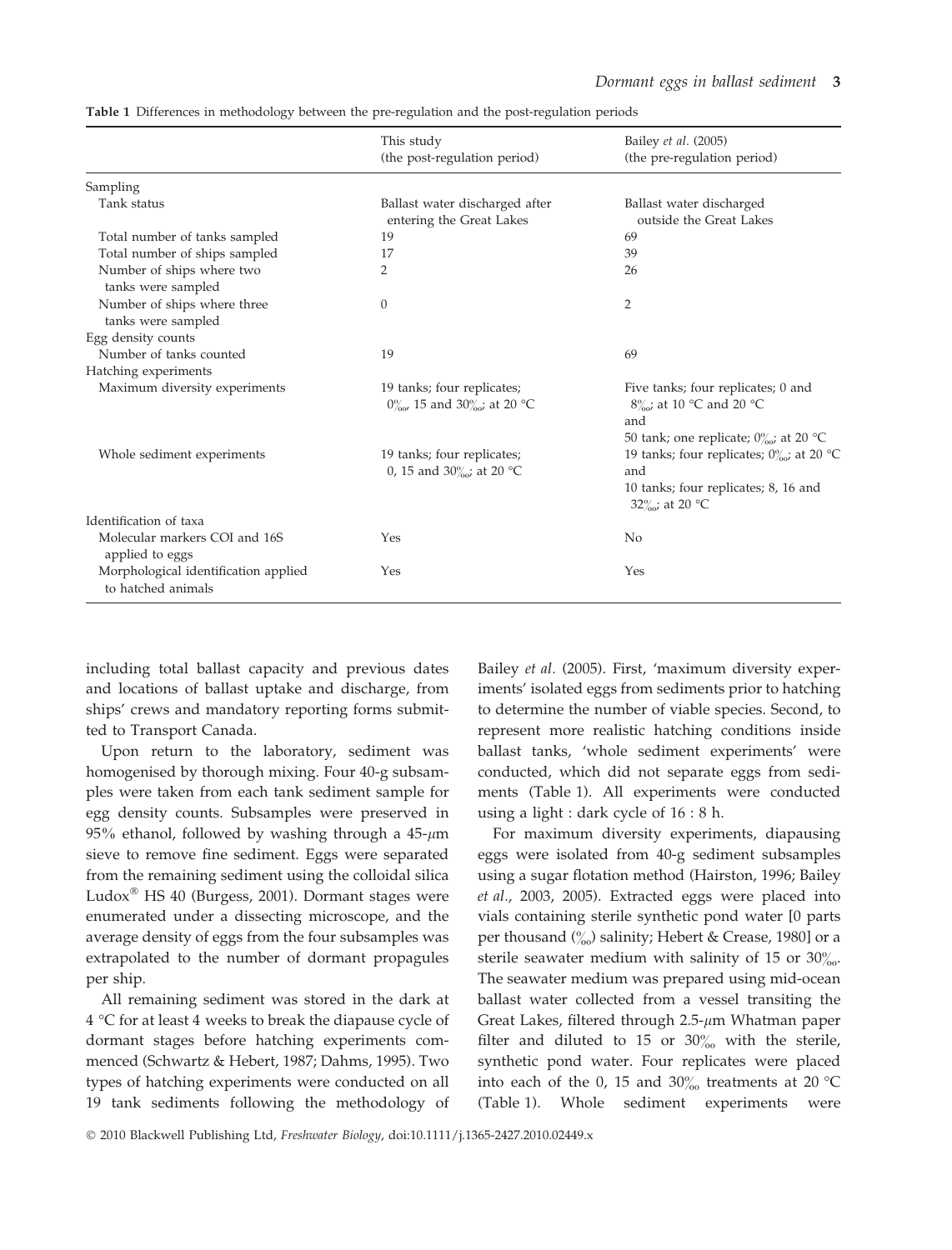Table 1 Differences in methodology between the pre-regulation and the post-regulation periods

| | This study (the post-regulation period) | Bailey *et al.* (2005) (the pre-regulation period) |
|---|---|---|
| Sampling | | |
| Tank status | Ballast water discharged after entering the Great Lakes | Ballast water discharged outside the Great Lakes |
| Total number of tanks sampled | 19 | 69 |
| Total number of ships sampled | 17 | 39 |
| Number of ships where two tanks were sampled | 2 | 26 |
| Number of ships where three tanks were sampled | 0 | 2 |
| Egg density counts | | |
| Number of tanks counted | 19 | 69 |
| Hatching experiments | | |
| Maximum diversity experiments | 19 tanks; four replicates; 0‰, 15 and 30‰; at 20 °C | Five tanks; four replicates; 0 and 8‰; at 10 °C and 20 °C and 50 tank; one replicate; 0‰; at 20 °C |
| Whole sediment experiments | 19 tanks; four replicates; 0, 15 and 30‰; at 20 °C | 19 tanks; four replicates; 0‰; at 20 °C and 10 tanks; four replicates; 8, 16 and 32‰; at 20 °C |
| Identification of taxa | | |
| Molecular markers COI and 16S applied to eggs | Yes | No |
| Morphological identification applied to hatched animals | Yes | Yes |

including total ballast capacity and previous dates and locations of ballast uptake and discharge, from ships' crews and mandatory reporting forms submitted to Transport Canada.

Upon return to the laboratory, sediment was homogenised by thorough mixing. Four 40-g subsamples were taken from each tank sediment sample for egg density counts. Subsamples were preserved in 95% ethanol, followed by washing through a 45-$\mu$m sieve to remove fine sediment. Eggs were separated from the remaining sediment using the colloidal silica Ludox® HS 40 (Burgess, 2001). Dormant stages were enumerated under a dissecting microscope, and the average density of eggs from the four subsamples was extrapolated to the number of dormant propagules per ship.

All remaining sediment was stored in the dark at 4 °C for at least 4 weeks to break the diapause cycle of dormant stages before hatching experiments commenced (Schwartz & Hebert, 1987; Dahms, 1995). Two types of hatching experiments were conducted on all 19 tank sediments following the methodology of Bailey *et al.* (2005). First, 'maximum diversity experiments' isolated eggs from sediments prior to hatching to determine the number of viable species. Second, to represent more realistic hatching conditions inside ballast tanks, 'whole sediment experiments' were conducted, which did not separate eggs from sediments (Table 1). All experiments were conducted using a light : dark cycle of 16 : 8 h.

For maximum diversity experiments, diapausing eggs were isolated from 40-g sediment subsamples using a sugar flotation method (Hairston, 1996; Bailey *et al.*, 2003, 2005). Extracted eggs were placed into vials containing sterile synthetic pond water [0 parts per thousand (‰) salinity; Hebert & Crease, 1980] or a sterile seawater medium with salinity of 15 or 30‰. The seawater medium was prepared using mid-ocean ballast water collected from a vessel transiting the Great Lakes, filtered through 2.5-$\mu$m Whatman paper filter and diluted to 15 or 30‰ with the sterile, synthetic pond water. Four replicates were placed into each of the 0, 15 and 30‰ treatments at 20 °C (Table 1). Whole sediment experiments were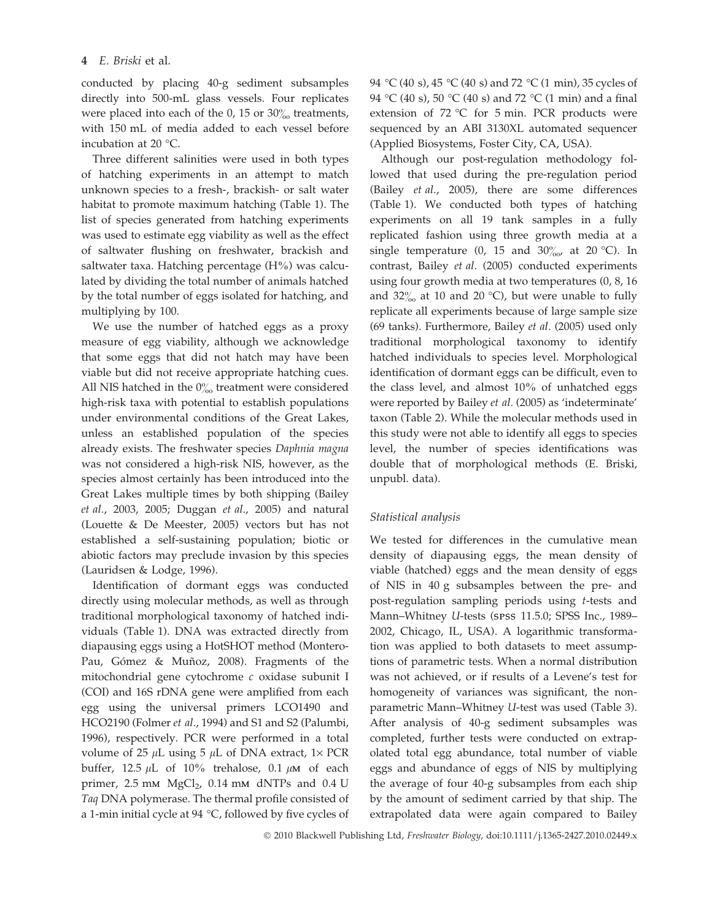conducted by placing 40-g sediment subsamples directly into 500-mL glass vessels. Four replicates were placed into each of the 0, 15 or 30‰ treatments, with 150 mL of media added to each vessel before incubation at 20 °C.

Three different salinities were used in both types of hatching experiments in an attempt to match unknown species to a fresh-, brackish- or salt water habitat to promote maximum hatching (Table 1). The list of species generated from hatching experiments was used to estimate egg viability as well as the effect of saltwater flushing on freshwater, brackish and saltwater taxa. Hatching percentage (H%) was calculated by dividing the total number of animals hatched by the total number of eggs isolated for hatching, and multiplying by 100.

We use the number of hatched eggs as a proxy measure of egg viability, although we acknowledge that some eggs that did not hatch may have been viable but did not receive appropriate hatching cues. All NIS hatched in the 0‰ treatment were considered high-risk taxa with potential to establish populations under environmental conditions of the Great Lakes, unless an established population of the species already exists. The freshwater species *Daphnia magna* was not considered a high-risk NIS, however, as the species almost certainly has been introduced into the Great Lakes multiple times by both shipping (Bailey *et al.*, 2003, 2005; Duggan *et al.*, 2005) and natural (Louette & De Meester, 2005) vectors but has not established a self-sustaining population; biotic or abiotic factors may preclude invasion by this species (Lauridsen & Lodge, 1996).

Identification of dormant eggs was conducted directly using molecular methods, as well as through traditional morphological taxonomy of hatched individuals (Table 1). DNA was extracted directly from diapausing eggs using a HotSHOT method (Montero-Pau, Gómez & Muñoz, 2008). Fragments of the mitochondrial gene cytochrome *c* oxidase subunit I (COI) and 16S rDNA gene were amplified from each egg using the universal primers LCO1490 and HCO2190 (Folmer *et al.*, 1994) and S1 and S2 (Palumbi, 1996), respectively. PCR were performed in a total volume of 25 $\mu$L using 5 $\mu$L of DNA extract, 1× PCR buffer, 12.5 $\mu$L of 10% trehalose, 0.1 $\mu$M of each primer, 2.5 mM $MgCl_2$, 0.14 mM dNTPs and 0.4 U *Taq* DNA polymerase. The thermal profile consisted of a 1-min initial cycle at 94 °C, followed by five cycles of 94 °C (40 s), 45 °C (40 s) and 72 °C (1 min), 35 cycles of 94 °C (40 s), 50 °C (40 s) and 72 °C (1 min) and a final extension of 72 °C for 5 min. PCR products were sequenced by an ABI 3130XL automated sequencer (Applied Biosystems, Foster City, CA, USA).

Although our post-regulation methodology followed that used during the pre-regulation period (Bailey *et al.*, 2005), there are some differences (Table 1). We conducted both types of hatching experiments on all 19 tank samples in a fully replicated fashion using three growth media at a single temperature (0, 15 and 30‰, at 20 °C). In contrast, Bailey *et al.* (2005) conducted experiments using four growth media at two temperatures (0, 8, 16 and 32‰ at 10 and 20 °C), but were unable to fully replicate all experiments because of large sample size (69 tanks). Furthermore, Bailey *et al.* (2005) used only traditional morphological taxonomy to identify hatched individuals to species level. Morphological identification of dormant eggs can be difficult, even to the class level, and almost 10% of unhatched eggs were reported by Bailey *et al.* (2005) as 'indeterminate' taxon (Table 2). While the molecular methods used in this study were not able to identify all eggs to species level, the number of species identifications was double that of morphological methods (E. Briski, unpubl. data).

### Statistical analysis

We tested for differences in the cumulative mean density of diapausing eggs, the mean density of viable (hatched) eggs and the mean density of eggs of NIS in 40 g subsamples between the pre- and post-regulation sampling periods using *t*-tests and Mann–Whitney *U*-tests (SPSS 11.5.0; SPSS Inc., 1989–2002, Chicago, IL, USA). A logarithmic transformation was applied to both datasets to meet assumptions of parametric tests. When a normal distribution was not achieved, or if results of a Levene's test for homogeneity of variances was significant, the non-parametric Mann–Whitney *U*-test was used (Table 3). After analysis of 40-g sediment subsamples was completed, further tests were conducted on extrapolated total egg abundance, total number of viable eggs and abundance of eggs of NIS by multiplying the average of four 40-g subsamples from each ship by the amount of sediment carried by that ship. The extrapolated data were again compared to Bailey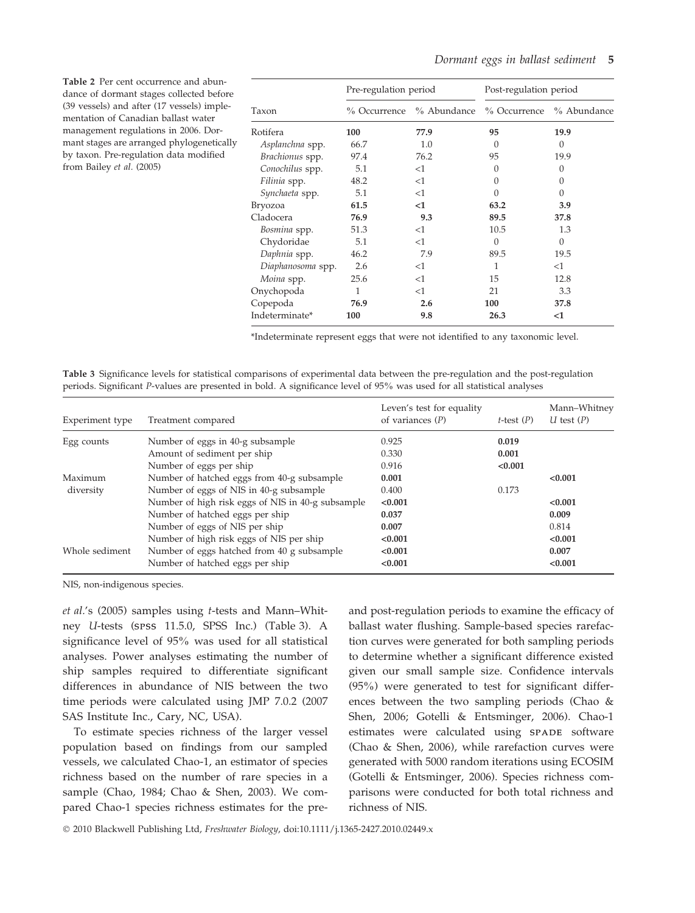**Table 2** Per cent occurrence and abundance of dormant stages collected before (39 vessels) and after (17 vessels) implementation of Canadian ballast water management regulations in 2006. Dormant stages are arranged phylogenetically by taxon. Pre-regulation data modified from Bailey *et al.* (2005)

| Taxon | Pre-regulation period | | Post-regulation period | |
|---|---|---|---|---|
| | % Occurrence | % Abundance | % Occurrence | % Abundance |
| Rotifera | **100** | **77.9** | **95** | **19.9** |
| *Asplanchna* spp. | 66.7 | 1.0 | 0 | 0 |
| *Brachionus* spp. | 97.4 | 76.2 | 95 | 19.9 |
| *Conochilus* spp. | 5.1 | <1 | 0 | 0 |
| *Filinia* spp. | 48.2 | <1 | 0 | 0 |
| *Synchaeta* spp. | 5.1 | <1 | 0 | 0 |
| Bryozoa | **61.5** | **<1** | **63.2** | **3.9** |
| Cladocera | **76.9** | **9.3** | **89.5** | **37.8** |
| *Bosmina* spp. | 51.3 | <1 | 10.5 | 1.3 |
| Chydoridae | 5.1 | <1 | 0 | 0 |
| *Daphnia* spp. | 46.2 | 7.9 | 89.5 | 19.5 |
| *Diaphanosoma* spp. | 2.6 | <1 | 1 | <1 |
| *Moina* spp. | 25.6 | <1 | 15 | 12.8 |
| Onychopoda | 1 | <1 | 21 | 3.3 |
| Copepoda | **76.9** | **2.6** | **100** | **37.8** |
| Indeterminate* | **100** | **9.8** | **26.3** | **<1** |

*Indeterminate represent eggs that were not identified to any taxonomic level.

**Table 3** Significance levels for statistical comparisons of experimental data between the pre-regulation and the post-regulation periods. Significant *P*-values are presented in bold. A significance level of 95% was used for all statistical analyses

| Experiment type | Treatment compared | Leven's test for equality of variances (*P*) | *t*-test (*P*) | Mann–Whitney *U* test (*P*) |
|---|---|---|---|---|
| Egg counts | Number of eggs in 40-g subsample | 0.925 | **0.019** | |
| | Amount of sediment per ship | 0.330 | **0.001** | |
| | Number of eggs per ship | 0.916 | **<0.001** | |
| Maximum diversity | Number of hatched eggs from 40-g subsample | **0.001** | | **<0.001** |
| | Number of eggs of NIS in 40-g subsample | 0.400 | 0.173 | |
| | Number of high risk eggs of NIS in 40-g subsample | **<0.001** | | **<0.001** |
| | Number of hatched eggs per ship | **0.037** | | **0.009** |
| | Number of eggs of NIS per ship | **0.007** | | 0.814 |
| | Number of high risk eggs of NIS per ship | **<0.001** | | **<0.001** |
| Whole sediment | Number of eggs hatched from 40 g subsample | **<0.001** | | **0.007** |
| | Number of hatched eggs per ship | **<0.001** | | **<0.001** |

NIS, non-indigenous species.

*et al.*'s (2005) samples using *t*-tests and Mann–Whitney *U*-tests (SPSS 11.5.0, SPSS Inc.) (Table 3). A significance level of 95% was used for all statistical analyses. Power analyses estimating the number of ship samples required to differentiate significant differences in abundance of NIS between the two time periods were calculated using JMP 7.0.2 (2007 SAS Institute Inc., Cary, NC, USA).

To estimate species richness of the larger vessel population based on findings from our sampled vessels, we calculated Chao-1, an estimator of species richness based on the number of rare species in a sample (Chao, 1984; Chao & Shen, 2003). We compared Chao-1 species richness estimates for the pre- and post-regulation periods to examine the efficacy of ballast water flushing. Sample-based species rarefaction curves were generated for both sampling periods to determine whether a significant difference existed given our small sample size. Confidence intervals (95%) were generated to test for significant differences between the two sampling periods (Chao & Shen, 2006; Gotelli & Entsminger, 2006). Chao-1 estimates were calculated using SPADE software (Chao & Shen, 2006), while rarefaction curves were generated with 5000 random iterations using ECOSIM (Gotelli & Entsminger, 2006). Species richness comparisons were conducted for both total richness and richness of NIS.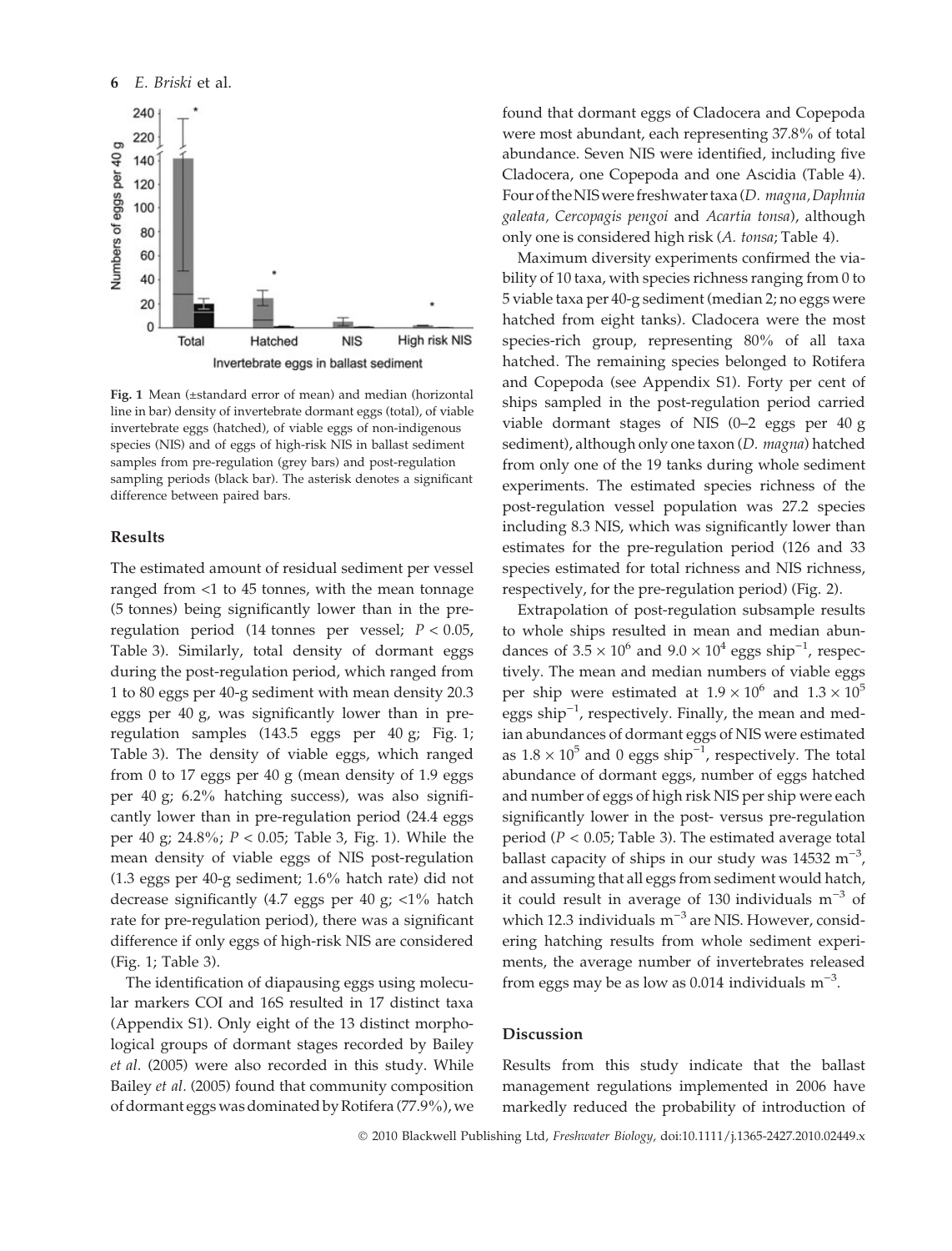**Fig. 1** Mean (±standard error of mean) and median (horizontal line in bar) density of invertebrate dormant eggs (total), of viable invertebrate eggs (hatched), of viable eggs of non-indigenous species (NIS) and of eggs of high-risk NIS in ballast sediment samples from pre-regulation (grey bars) and post-regulation sampling periods (black bar). The asterisk denotes a significant difference between paired bars.

## Results

The estimated amount of residual sediment per vessel ranged from <1 to 45 tonnes, with the mean tonnage (5 tonnes) being significantly lower than in the pre-regulation period (14 tonnes per vessel; $P < 0.05$, Table 3). Similarly, total density of dormant eggs during the post-regulation period, which ranged from 1 to 80 eggs per 40-g sediment with mean density 20.3 eggs per 40 g, was significantly lower than in pre-regulation samples (143.5 eggs per 40 g; Fig. 1; Table 3). The density of viable eggs, which ranged from 0 to 17 eggs per 40 g (mean density of 1.9 eggs per 40 g; 6.2% hatching success), was also significantly lower than in pre-regulation period (24.4 eggs per 40 g; 24.8%; $P < 0.05$; Table 3, Fig. 1). While the mean density of viable eggs of NIS post-regulation (1.3 eggs per 40-g sediment; 1.6% hatch rate) did not decrease significantly (4.7 eggs per 40 g; <1% hatch rate for pre-regulation period), there was a significant difference if only eggs of high-risk NIS are considered (Fig. 1; Table 3).

The identification of diapausing eggs using molecular markers COI and 16S resulted in 17 distinct taxa (Appendix S1). Only eight of the 13 distinct morphological groups of dormant stages recorded by Bailey *et al.* (2005) were also recorded in this study. While Bailey *et al.* (2005) found that community composition of dormant eggs was dominated by Rotifera (77.9%), we found that dormant eggs of Cladocera and Copepoda were most abundant, each representing 37.8% of total abundance. Seven NIS were identified, including five Cladocera, one Copepoda and one Ascidia (Table 4). Four of the NIS were freshwater taxa (*D. magna*, *Daphnia galeata*, *Cercopagis pengoi* and *Acartia tonsa*), although only one is considered high risk (*A. tonsa*; Table 4).

Maximum diversity experiments confirmed the viability of 10 taxa, with species richness ranging from 0 to 5 viable taxa per 40-g sediment (median 2; no eggs were hatched from eight tanks). Cladocera were the most species-rich group, representing 80% of all taxa hatched. The remaining species belonged to Rotifera and Copepoda (see Appendix S1). Forty per cent of ships sampled in the post-regulation period carried viable dormant stages of NIS (0–2 eggs per 40 g sediment), although only one taxon (*D. magna*) hatched from only one of the 19 tanks during whole sediment experiments. The estimated species richness of the post-regulation vessel population was 27.2 species including 8.3 NIS, which was significantly lower than estimates for the pre-regulation period (126 and 33 species estimated for total richness and NIS richness, respectively, for the pre-regulation period) (Fig. 2).

Extrapolation of post-regulation subsample results to whole ships resulted in mean and median abundances of $3.5 \times 10^6$ and $9.0 \times 10^4$ eggs ship$^{-1}$, respectively. The mean and median numbers of viable eggs per ship were estimated at $1.9 \times 10^6$ and $1.3 \times 10^5$ eggs ship$^{-1}$, respectively. Finally, the mean and median abundances of dormant eggs of NIS were estimated as $1.8 \times 10^5$ and 0 eggs ship$^{-1}$, respectively. The total abundance of dormant eggs, number of eggs hatched and number of eggs of high risk NIS per ship were each significantly lower in the post- versus pre-regulation period ($P < 0.05$; Table 3). The estimated average total ballast capacity of ships in our study was 14532 m$^{-3}$, and assuming that all eggs from sediment would hatch, it could result in average of 130 individuals m$^{-3}$ of which 12.3 individuals m$^{-3}$ are NIS. However, considering hatching results from whole sediment experiments, the average number of invertebrates released from eggs may be as low as 0.014 individuals m$^{-3}$.

## Discussion

Results from this study indicate that the ballast management regulations implemented in 2006 have markedly reduced the probability of introduction of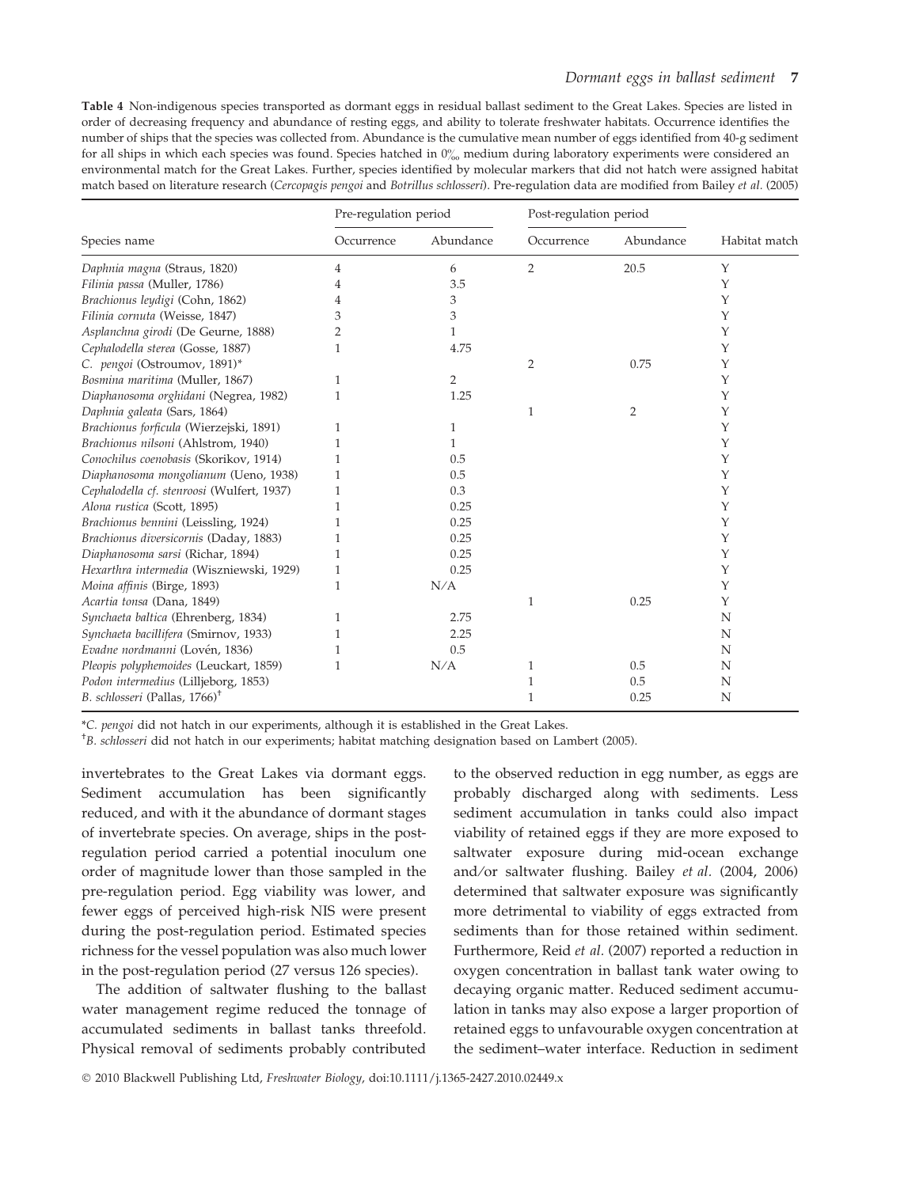**Table 4** Non-indigenous species transported as dormant eggs in residual ballast sediment to the Great Lakes. Species are listed in order of decreasing frequency and abundance of resting eggs, and ability to tolerate freshwater habitats. Occurrence identifies the number of ships that the species was collected from. Abundance is the cumulative mean number of eggs identified from 40-g sediment for all ships in which each species was found. Species hatched in 0‰ medium during laboratory experiments were considered an environmental match for the Great Lakes. Further, species identified by molecular markers that did not hatch were assigned habitat match based on literature research (*Cercopagis pengoi* and *Botrillus schlosseri*). Pre-regulation data are modified from Bailey *et al.* (2005)

| Species name | Pre-regulation period | | Post-regulation period | | Habitat match |
|---|---|---|---|---|---|
| | Occurrence | Abundance | Occurrence | Abundance | |
| *Daphnia magna* (Straus, 1820) | 4 | 6 | 2 | 20.5 | Y |
| *Filinia passa* (Muller, 1786) | 4 | 3.5 | | | Y |
| *Brachionus leydigi* (Cohn, 1862) | 4 | 3 | | | Y |
| *Filinia cornuta* (Weisse, 1847) | 3 | 3 | | | Y |
| *Asplanchna girodi* (De Geurne, 1888) | 2 | 1 | | | Y |
| *Cephalodella sterea* (Gosse, 1887) | 1 | 4.75 | | | Y |
| *C. pengoi* (Ostroumov, 1891)* | | | 2 | 0.75 | Y |
| *Bosmina maritima* (Muller, 1867) | 1 | 2 | | | Y |
| *Diaphanosoma orghidani* (Negrea, 1982) | 1 | 1.25 | | | Y |
| *Daphnia galeata* (Sars, 1864) | | | 1 | 2 | Y |
| *Brachionus forficula* (Wierzejski, 1891) | 1 | 1 | | | Y |
| *Brachionus nilsoni* (Ahlstrom, 1940) | 1 | 1 | | | Y |
| *Conochilus coenobasis* (Skorikov, 1914) | 1 | 0.5 | | | Y |
| *Diaphanosoma mongolianum* (Ueno, 1938) | 1 | 0.5 | | | Y |
| *Cephalodella cf. stenroosi* (Wulfert, 1937) | 1 | 0.3 | | | Y |
| *Alona rustica* (Scott, 1895) | 1 | 0.25 | | | Y |
| *Brachionus bennini* (Leissling, 1924) | 1 | 0.25 | | | Y |
| *Brachionus diversicornis* (Daday, 1883) | 1 | 0.25 | | | Y |
| *Diaphanosoma sarsi* (Richar, 1894) | 1 | 0.25 | | | Y |
| *Hexarthra intermedia* (Wiszniewski, 1929) | 1 | 0.25 | | | Y |
| *Moina affinis* (Birge, 1893) | 1 | N/A | | | Y |
| *Acartia tonsa* (Dana, 1849) | | | 1 | 0.25 | Y |
| *Synchaeta baltica* (Ehrenberg, 1834) | 1 | 2.75 | | | N |
| *Synchaeta bacillifera* (Smirnov, 1933) | 1 | 2.25 | | | N |
| *Evadne nordmanni* (Lovén, 1836) | 1 | 0.5 | | | N |
| *Pleopis polyphemoides* (Leuckart, 1859) | 1 | N/A | 1 | 0.5 | N |
| *Podon intermedius* (Lilljeborg, 1853) | | | 1 | 0.5 | N |
| *B. schlosseri* (Pallas, 1766)† | | | 1 | 0.25 | N |

*C. pengoi* did not hatch in our experiments, although it is established in the Great Lakes.

†*B. schlosseri* did not hatch in our experiments; habitat matching designation based on Lambert (2005).

invertebrates to the Great Lakes via dormant eggs. Sediment accumulation has been significantly reduced, and with it the abundance of dormant stages of invertebrate species. On average, ships in the post-regulation period carried a potential inoculum one order of magnitude lower than those sampled in the pre-regulation period. Egg viability was lower, and fewer eggs of perceived high-risk NIS were present during the post-regulation period. Estimated species richness for the vessel population was also much lower in the post-regulation period (27 versus 126 species).

The addition of saltwater flushing to the ballast water management regime reduced the tonnage of accumulated sediments in ballast tanks threefold. Physical removal of sediments probably contributed to the observed reduction in egg number, as eggs are probably discharged along with sediments. Less sediment accumulation in tanks could also impact viability of retained eggs if they are more exposed to saltwater exposure during mid-ocean exchange and/or saltwater flushing. Bailey *et al.* (2004, 2006) determined that saltwater exposure was significantly more detrimental to viability of eggs extracted from sediments than for those retained within sediment. Furthermore, Reid *et al.* (2007) reported a reduction in oxygen concentration in ballast tank water owing to decaying organic matter. Reduced sediment accumulation in tanks may also expose a larger proportion of retained eggs to unfavourable oxygen concentration at the sediment–water interface. Reduction in sediment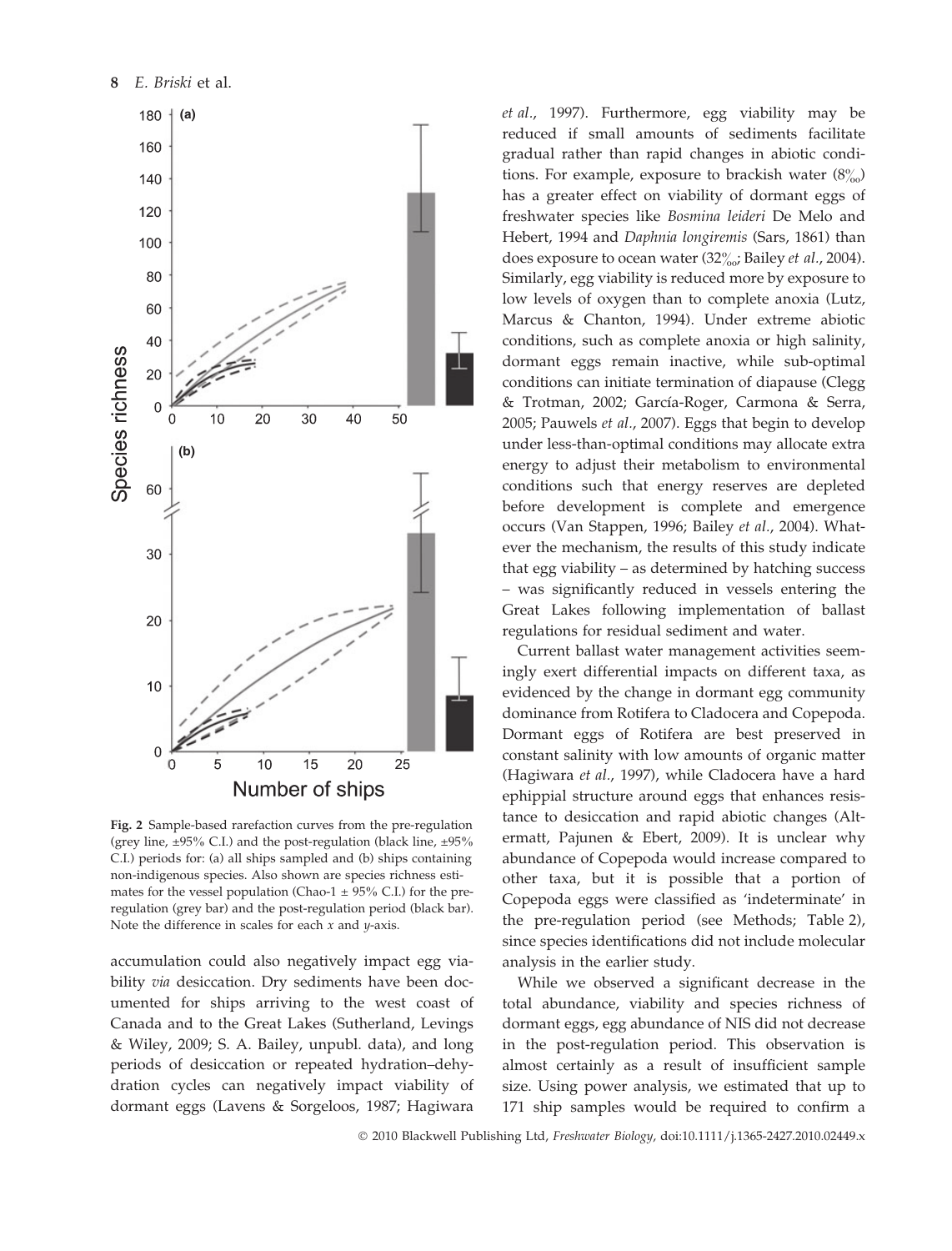Fig. 2 Sample-based rarefaction curves from the pre-regulation (grey line, ±95% C.I.) and the post-regulation (black line, ±95% C.I.) periods for: (a) all ships sampled and (b) ships containing non-indigenous species. Also shown are species richness estimates for the vessel population (Chao-1 ± 95% C.I.) for the pre-regulation (grey bar) and the post-regulation period (black bar). Note the difference in scales for each *x* and *y*-axis.

accumulation could also negatively impact egg viability *via* desiccation. Dry sediments have been documented for ships arriving to the west coast of Canada and to the Great Lakes (Sutherland, Levings & Wiley, 2009; S. A. Bailey, unpubl. data), and long periods of desiccation or repeated hydration–dehydration cycles can negatively impact viability of dormant eggs (Lavens & Sorgeloos, 1987; Hagiwara *et al.*, 1997). Furthermore, egg viability may be reduced if small amounts of sediments facilitate gradual rather than rapid changes in abiotic conditions. For example, exposure to brackish water (8‰) has a greater effect on viability of dormant eggs of freshwater species like *Bosmina leideri* De Melo and Hebert, 1994 and *Daphnia longiremis* (Sars, 1861) than does exposure to ocean water (32‰; Bailey *et al.*, 2004). Similarly, egg viability is reduced more by exposure to low levels of oxygen than to complete anoxia (Lutz, Marcus & Chanton, 1994). Under extreme abiotic conditions, such as complete anoxia or high salinity, dormant eggs remain inactive, while sub-optimal conditions can initiate termination of diapause (Clegg & Trotman, 2002; García-Roger, Carmona & Serra, 2005; Pauwels *et al.*, 2007). Eggs that begin to develop under less-than-optimal conditions may allocate extra energy to adjust their metabolism to environmental conditions such that energy reserves are depleted before development is complete and emergence occurs (Van Stappen, 1996; Bailey *et al.*, 2004). Whatever the mechanism, the results of this study indicate that egg viability – as determined by hatching success – was significantly reduced in vessels entering the Great Lakes following implementation of ballast regulations for residual sediment and water.

Current ballast water management activities seemingly exert differential impacts on different taxa, as evidenced by the change in dormant egg community dominance from Rotifera to Cladocera and Copepoda. Dormant eggs of Rotifera are best preserved in constant salinity with low amounts of organic matter (Hagiwara *et al.*, 1997), while Cladocera have a hard ephippial structure around eggs that enhances resistance to desiccation and rapid abiotic changes (Altermatt, Pajunen & Ebert, 2009). It is unclear why abundance of Copepoda would increase compared to other taxa, but it is possible that a portion of Copepoda eggs were classified as 'indeterminate' in the pre-regulation period (see Methods; Table 2), since species identifications did not include molecular analysis in the earlier study.

While we observed a significant decrease in the total abundance, viability and species richness of dormant eggs, egg abundance of NIS did not decrease in the post-regulation period. This observation is almost certainly as a result of insufficient sample size. Using power analysis, we estimated that up to 171 ship samples would be required to confirm a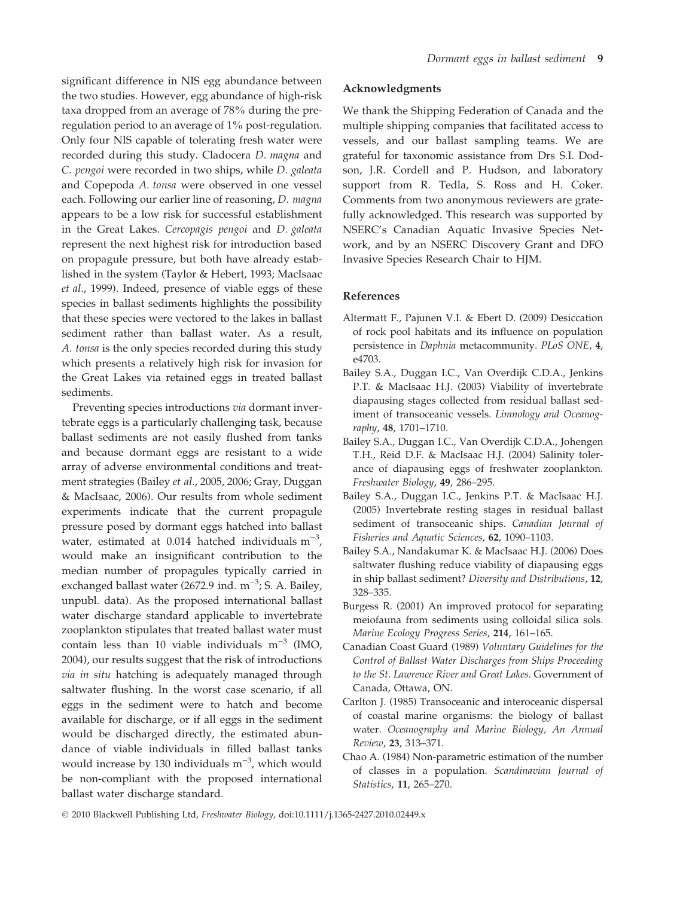significant difference in NIS egg abundance between the two studies. However, egg abundance of high-risk taxa dropped from an average of 78% during the pre-regulation period to an average of 1% post-regulation. Only four NIS capable of tolerating fresh water were recorded during this study. Cladocera *D. magna* and *C. pengoi* were recorded in two ships, while *D. galeata* and Copepoda *A. tonsa* were observed in one vessel each. Following our earlier line of reasoning, *D. magna* appears to be a low risk for successful establishment in the Great Lakes. *Cercopagis pengoi* and *D. galeata* represent the next highest risk for introduction based on propagule pressure, but both have already established in the system (Taylor & Hebert, 1993; MacIsaac *et al*., 1999). Indeed, presence of viable eggs of these species in ballast sediments highlights the possibility that these species were vectored to the lakes in ballast sediment rather than ballast water. As a result, *A. tonsa* is the only species recorded during this study which presents a relatively high risk for invasion for the Great Lakes via retained eggs in treated ballast sediments.

Preventing species introductions *via* dormant invertebrate eggs is a particularly challenging task, because ballast sediments are not easily flushed from tanks and because dormant eggs are resistant to a wide array of adverse environmental conditions and treatment strategies (Bailey *et al*., 2005, 2006; Gray, Duggan & MacIsaac, 2006). Our results from whole sediment experiments indicate that the current propagule pressure posed by dormant eggs hatched into ballast water, estimated at 0.014 hatched individuals $m^{-3}$, would make an insignificant contribution to the median number of propagules typically carried in exchanged ballast water (2672.9 ind. $m^{-3}$; S. A. Bailey, unpubl. data). As the proposed international ballast water discharge standard applicable to invertebrate zooplankton stipulates that treated ballast water must contain less than 10 viable individuals $m^{-3}$ (IMO, 2004), our results suggest that the risk of introductions *via in situ* hatching is adequately managed through saltwater flushing. In the worst case scenario, if all eggs in the sediment were to hatch and become available for discharge, or if all eggs in the sediment would be discharged directly, the estimated abundance of viable individuals in filled ballast tanks would increase by 130 individuals $m^{-3}$, which would be non-compliant with the proposed international ballast water discharge standard.

## Acknowledgments

We thank the Shipping Federation of Canada and the multiple shipping companies that facilitated access to vessels, and our ballast sampling teams. We are grateful for taxonomic assistance from Drs S.I. Dodson, J.R. Cordell and P. Hudson, and laboratory support from R. Tedla, S. Ross and H. Coker. Comments from two anonymous reviewers are gratefully acknowledged. This research was supported by NSERC's Canadian Aquatic Invasive Species Network, and by an NSERC Discovery Grant and DFO Invasive Species Research Chair to HJM.

## References

Altermatt F., Pajunen V.I. & Ebert D. (2009) Desiccation of rock pool habitats and its influence on population persistence in *Daphnia* metacommunity. *PLoS ONE*, **4**, e4703.

Bailey S.A., Duggan I.C., Van Overdijk C.D.A., Jenkins P.T. & MacIsaac H.J. (2003) Viability of invertebrate diapausing stages collected from residual ballast sediment of transoceanic vessels. *Limnology and Oceanography*, **48**, 1701–1710.

Bailey S.A., Duggan I.C., Van Overdijk C.D.A., Johengen T.H., Reid D.F. & MacIsaac H.J. (2004) Salinity tolerance of diapausing eggs of freshwater zooplankton. *Freshwater Biology*, **49**, 286–295.

Bailey S.A., Duggan I.C., Jenkins P.T. & MacIsaac H.J. (2005) Invertebrate resting stages in residual ballast sediment of transoceanic ships. *Canadian Journal of Fisheries and Aquatic Sciences*, **62**, 1090–1103.

Bailey S.A., Nandakumar K. & MacIsaac H.J. (2006) Does saltwater flushing reduce viability of diapausing eggs in ship ballast sediment? *Diversity and Distributions*, **12**, 328–335.

Burgess R. (2001) An improved protocol for separating meiofauna from sediments using colloidal silica sols. *Marine Ecology Progress Series*, **214**, 161–165.

Canadian Coast Guard (1989) *Voluntary Guidelines for the Control of Ballast Water Discharges from Ships Proceeding to the St. Lawrence River and Great Lakes*. Government of Canada, Ottawa, ON.

Carlton J. (1985) Transoceanic and interoceanic dispersal of coastal marine organisms: the biology of ballast water. *Oceanography and Marine Biology, An Annual Review*, **23**, 313–371.

Chao A. (1984) Non-parametric estimation of the number of classes in a population. *Scandinavian Journal of Statistics*, **11**, 265–270.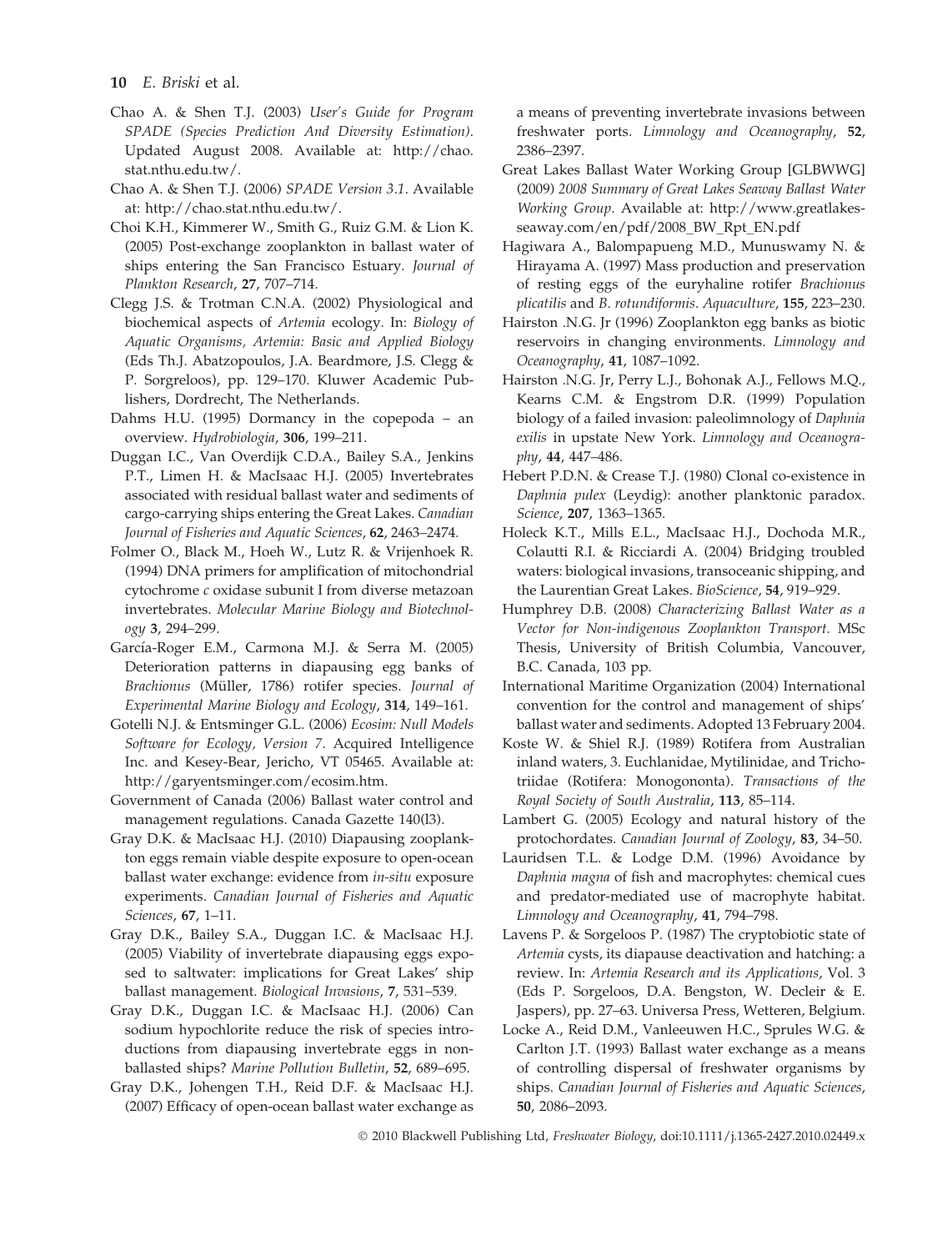Chao A. & Shen T.J. (2003) *User's Guide for Program SPADE (Species Prediction And Diversity Estimation)*. Updated August 2008. Available at: http://chao.stat.nthu.edu.tw/.

Chao A. & Shen T.J. (2006) *SPADE Version 3.1*. Available at: http://chao.stat.nthu.edu.tw/.

Choi K.H., Kimmerer W., Smith G., Ruiz G.M. & Lion K. (2005) Post-exchange zooplankton in ballast water of ships entering the San Francisco Estuary. *Journal of Plankton Research*, **27**, 707–714.

Clegg J.S. & Trotman C.N.A. (2002) Physiological and biochemical aspects of *Artemia* ecology. In: *Biology of Aquatic Organisms, Artemia: Basic and Applied Biology* (Eds Th.J. Abatzopoulos, J.A. Beardmore, J.S. Clegg & P. Sorgreloos), pp. 129–170. Kluwer Academic Publishers, Dordrecht, The Netherlands.

Dahms H.U. (1995) Dormancy in the copepoda – an overview. *Hydrobiologia*, **306**, 199–211.

Duggan I.C., Van Overdijk C.D.A., Bailey S.A., Jenkins P.T., Limen H. & MacIsaac H.J. (2005) Invertebrates associated with residual ballast water and sediments of cargo-carrying ships entering the Great Lakes. *Canadian Journal of Fisheries and Aquatic Sciences*, **62**, 2463–2474.

Folmer O., Black M., Hoeh W., Lutz R. & Vrijenhoek R. (1994) DNA primers for amplification of mitochondrial cytochrome *c* oxidase subunit I from diverse metazoan invertebrates. *Molecular Marine Biology and Biotechnology* **3**, 294–299.

García-Roger E.M., Carmona M.J. & Serra M. (2005) Deterioration patterns in diapausing egg banks of *Brachionus* (Müller, 1786) rotifer species. *Journal of Experimental Marine Biology and Ecology*, **314**, 149–161.

Gotelli N.J. & Entsminger G.L. (2006) *Ecosim: Null Models Software for Ecology, Version 7*. Acquired Intelligence Inc. and Kesey-Bear, Jericho, VT 05465. Available at: http://garyentsminger.com/ecosim.htm.

Government of Canada (2006) Ballast water control and management regulations. Canada Gazette 140(l3).

Gray D.K. & MacIsaac H.J. (2010) Diapausing zooplankton eggs remain viable despite exposure to open-ocean ballast water exchange: evidence from *in-situ* exposure experiments. *Canadian Journal of Fisheries and Aquatic Sciences*, **67**, 1–11.

Gray D.K., Bailey S.A., Duggan I.C. & MacIsaac H.J. (2005) Viability of invertebrate diapausing eggs exposed to saltwater: implications for Great Lakes' ship ballast management. *Biological Invasions*, **7**, 531–539.

Gray D.K., Duggan I.C. & MacIsaac H.J. (2006) Can sodium hypochlorite reduce the risk of species introductions from diapausing invertebrate eggs in non-ballasted ships? *Marine Pollution Bulletin*, **52**, 689–695.

Gray D.K., Johengen T.H., Reid D.F. & MacIsaac H.J. (2007) Efficacy of open-ocean ballast water exchange as a means of preventing invertebrate invasions between freshwater ports. *Limnology and Oceanography*, **52**, 2386–2397.

Great Lakes Ballast Water Working Group [GLBWWG] (2009) *2008 Summary of Great Lakes Seaway Ballast Water Working Group*. Available at: http://www.greatlakes-seaway.com/en/pdf/2008_BW_Rpt_EN.pdf

Hagiwara A., Balompapueng M.D., Munuswamy N. & Hirayama A. (1997) Mass production and preservation of resting eggs of the euryhaline rotifer *Brachionus plicatilis* and *B. rotundiformis*. *Aquaculture*, **155**, 223–230.

Hairston .N.G. Jr (1996) Zooplankton egg banks as biotic reservoirs in changing environments. *Limnology and Oceanography*, **41**, 1087–1092.

Hairston .N.G. Jr, Perry L.J., Bohonak A.J., Fellows M.Q., Kearns C.M. & Engstrom D.R. (1999) Population biology of a failed invasion: paleolimnology of *Daphnia exilis* in upstate New York. *Limnology and Oceanography*, **44**, 447–486.

Hebert P.D.N. & Crease T.J. (1980) Clonal co-existence in *Daphnia pulex* (Leydig): another planktonic paradox. *Science*, **207**, 1363–1365.

Holeck K.T., Mills E.L., MacIsaac H.J., Dochoda M.R., Colautti R.I. & Ricciardi A. (2004) Bridging troubled waters: biological invasions, transoceanic shipping, and the Laurentian Great Lakes. *BioScience*, **54**, 919–929.

Humphrey D.B. (2008) *Characterizing Ballast Water as a Vector for Non-indigenous Zooplankton Transport*. MSc Thesis, University of British Columbia, Vancouver, B.C. Canada, 103 pp.

International Maritime Organization (2004) International convention for the control and management of ships' ballast water and sediments. Adopted 13 February 2004.

Koste W. & Shiel R.J. (1989) Rotifera from Australian inland waters, 3. Euchlanidae, Mytilinidae, and Trichotriidae (Rotifera: Monogononta). *Transactions of the Royal Society of South Australia*, **113**, 85–114.

Lambert G. (2005) Ecology and natural history of the protochordates. *Canadian Journal of Zoology*, **83**, 34–50.

Lauridsen T.L. & Lodge D.M. (1996) Avoidance by *Daphnia magna* of fish and macrophytes: chemical cues and predator-mediated use of macrophyte habitat. *Limnology and Oceanography*, **41**, 794–798.

Lavens P. & Sorgeloos P. (1987) The cryptobiotic state of *Artemia* cysts, its diapause deactivation and hatching: a review. In: *Artemia Research and its Applications*, Vol. 3 (Eds P. Sorgeloos, D.A. Bengston, W. Decleir & E. Jaspers), pp. 27–63. Universa Press, Wetteren, Belgium.

Locke A., Reid D.M., Vanleeuwen H.C., Sprules W.G. & Carlton J.T. (1993) Ballast water exchange as a means of controlling dispersal of freshwater organisms by ships. *Canadian Journal of Fisheries and Aquatic Sciences*, **50**, 2086–2093.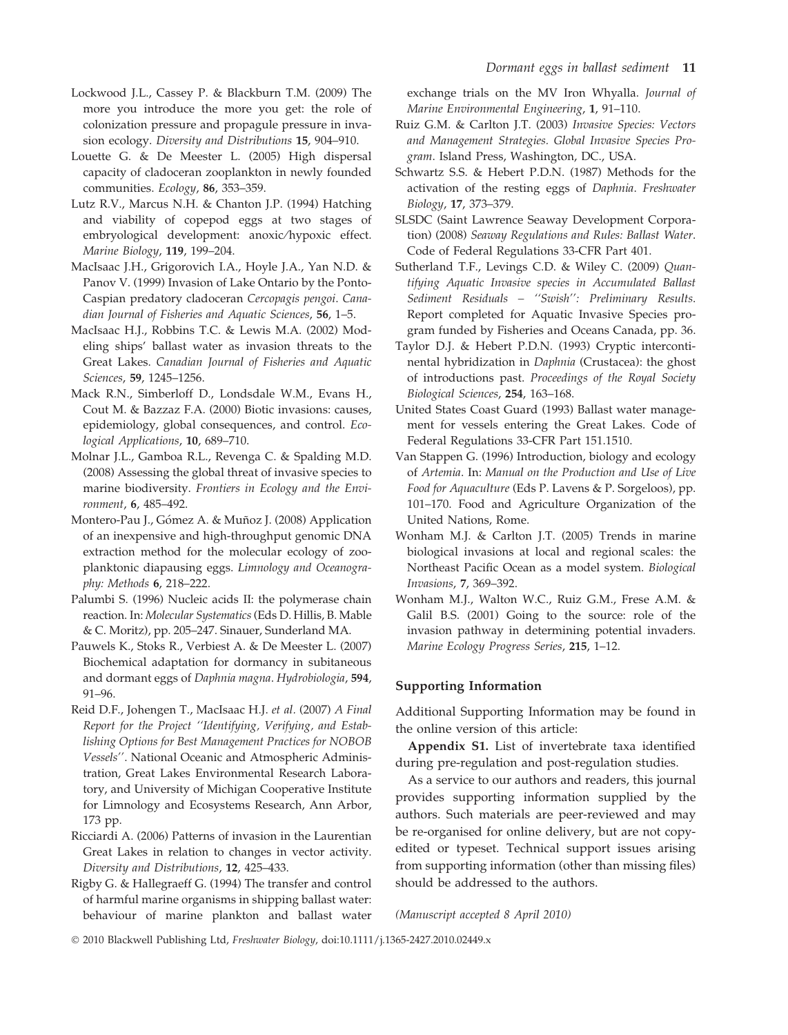Lockwood J.L., Cassey P. & Blackburn T.M. (2009) The more you introduce the more you get: the role of colonization pressure and propagule pressure in invasion ecology. *Diversity and Distributions* **15**, 904–910.

Louette G. & De Meester L. (2005) High dispersal capacity of cladoceran zooplankton in newly founded communities. *Ecology*, **86**, 353–359.

Lutz R.V., Marcus N.H. & Chanton J.P. (1994) Hatching and viability of copepod eggs at two stages of embryological development: anoxic/hypoxic effect. *Marine Biology*, **119**, 199–204.

MacIsaac J.H., Grigorovich I.A., Hoyle J.A., Yan N.D. & Panov V. (1999) Invasion of Lake Ontario by the Ponto-Caspian predatory cladoceran *Cercopagis pengoi*. *Canadian Journal of Fisheries and Aquatic Sciences*, **56**, 1–5.

MacIsaac H.J., Robbins T.C. & Lewis M.A. (2002) Modeling ships' ballast water as invasion threats to the Great Lakes. *Canadian Journal of Fisheries and Aquatic Sciences*, **59**, 1245–1256.

Mack R.N., Simberloff D., Londsdale W.M., Evans H., Cout M. & Bazzaz F.A. (2000) Biotic invasions: causes, epidemiology, global consequences, and control. *Ecological Applications*, **10**, 689–710.

Molnar J.L., Gamboa R.L., Revenga C. & Spalding M.D. (2008) Assessing the global threat of invasive species to marine biodiversity. *Frontiers in Ecology and the Environment*, **6**, 485–492.

Montero-Pau J., Gómez A. & Muñoz J. (2008) Application of an inexpensive and high-throughput genomic DNA extraction method for the molecular ecology of zooplanktonic diapausing eggs. *Limnology and Oceanography: Methods* **6**, 218–222.

Palumbi S. (1996) Nucleic acids II: the polymerase chain reaction. In: *Molecular Systematics* (Eds D. Hillis, B. Mable & C. Moritz), pp. 205–247. Sinauer, Sunderland MA.

Pauwels K., Stoks R., Verbiest A. & De Meester L. (2007) Biochemical adaptation for dormancy in subitaneous and dormant eggs of *Daphnia magna*. *Hydrobiologia*, **594**, 91–96.

Reid D.F., Johengen T., MacIsaac H.J. *et al.* (2007) *A Final Report for the Project ''Identifying, Verifying, and Establishing Options for Best Management Practices for NOBOB Vessels''*. National Oceanic and Atmospheric Administration, Great Lakes Environmental Research Laboratory, and University of Michigan Cooperative Institute for Limnology and Ecosystems Research, Ann Arbor, 173 pp.

Ricciardi A. (2006) Patterns of invasion in the Laurentian Great Lakes in relation to changes in vector activity. *Diversity and Distributions*, **12**, 425–433.

Rigby G. & Hallegraeff G. (1994) The transfer and control of harmful marine organisms in shipping ballast water: behaviour of marine plankton and ballast water exchange trials on the MV Iron Whyalla. *Journal of Marine Environmental Engineering*, **1**, 91–110.

Ruiz G.M. & Carlton J.T. (2003) *Invasive Species: Vectors and Management Strategies. Global Invasive Species Program*. Island Press, Washington, DC., USA.

Schwartz S.S. & Hebert P.D.N. (1987) Methods for the activation of the resting eggs of *Daphnia*. *Freshwater Biology*, **17**, 373–379.

SLSDC (Saint Lawrence Seaway Development Corporation) (2008) *Seaway Regulations and Rules: Ballast Water*. Code of Federal Regulations 33-CFR Part 401.

Sutherland T.F., Levings C.D. & Wiley C. (2009) *Quantifying Aquatic Invasive species in Accumulated Ballast Sediment Residuals – ''Swish'': Preliminary Results*. Report completed for Aquatic Invasive Species program funded by Fisheries and Oceans Canada, pp. 36.

Taylor D.J. & Hebert P.D.N. (1993) Cryptic intercontinental hybridization in *Daphnia* (Crustacea): the ghost of introductions past. *Proceedings of the Royal Society Biological Sciences*, **254**, 163–168.

United States Coast Guard (1993) Ballast water management for vessels entering the Great Lakes. Code of Federal Regulations 33-CFR Part 151.1510.

Van Stappen G. (1996) Introduction, biology and ecology of *Artemia*. In: *Manual on the Production and Use of Live Food for Aquaculture* (Eds P. Lavens & P. Sorgeloos), pp. 101–170. Food and Agriculture Organization of the United Nations, Rome.

Wonham M.J. & Carlton J.T. (2005) Trends in marine biological invasions at local and regional scales: the Northeast Pacific Ocean as a model system. *Biological Invasions*, **7**, 369–392.

Wonham M.J., Walton W.C., Ruiz G.M., Frese A.M. & Galil B.S. (2001) Going to the source: role of the invasion pathway in determining potential invaders. *Marine Ecology Progress Series*, **215**, 1–12.

## Supporting Information

Additional Supporting Information may be found in the online version of this article:

**Appendix S1.** List of invertebrate taxa identified during pre-regulation and post-regulation studies.

As a service to our authors and readers, this journal provides supporting information supplied by the authors. Such materials are peer-reviewed and may be re-organised for online delivery, but are not copy-edited or typeset. Technical support issues arising from supporting information (other than missing files) should be addressed to the authors.

*(Manuscript accepted 8 April 2010)*